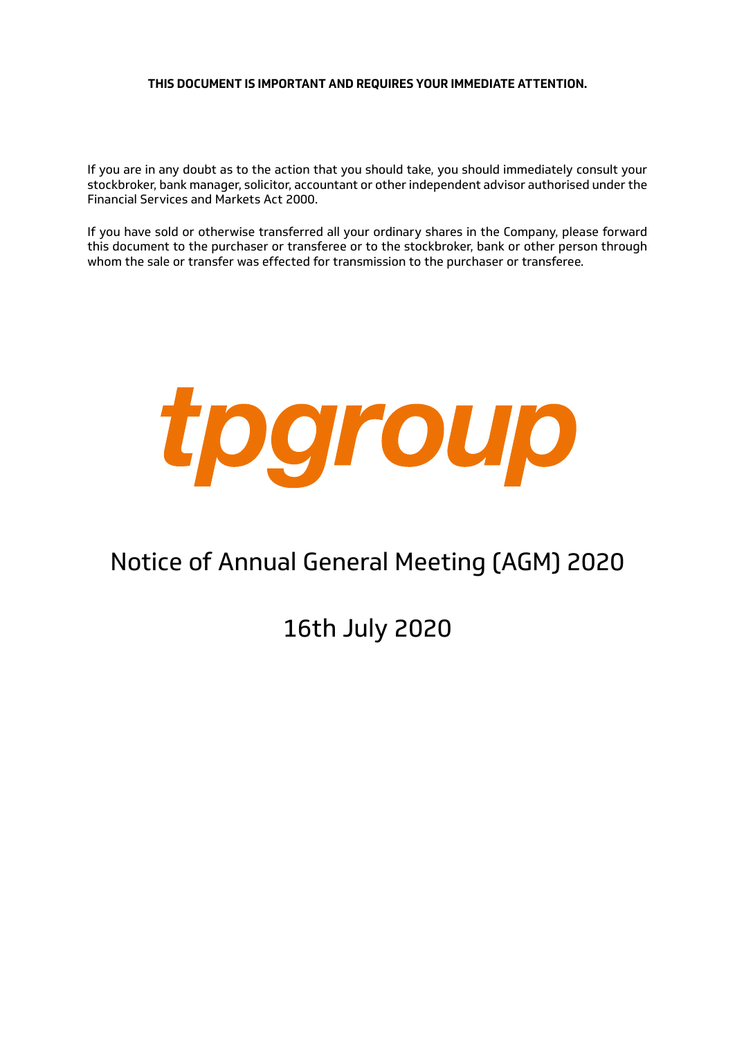**THIS DOCUMENT IS IMPORTANT AND REQUIRES YOUR IMMEDIATE ATTENTION.**

If you are in any doubt as to the action that you should take, you should immediately consult your stockbroker, bank manager, solicitor, accountant or other independent advisor authorised under the Financial Services and Markets Act 2000.

If you have sold or otherwise transferred all your ordinary shares in the Company, please forward this document to the purchaser or transferee or to the stockbroker, bank or other person through whom the sale or transfer was effected for transmission to the purchaser or transferee.

*tpgroup*

# Notice of Annual General Meeting (AGM) 2020

## 16th July 2020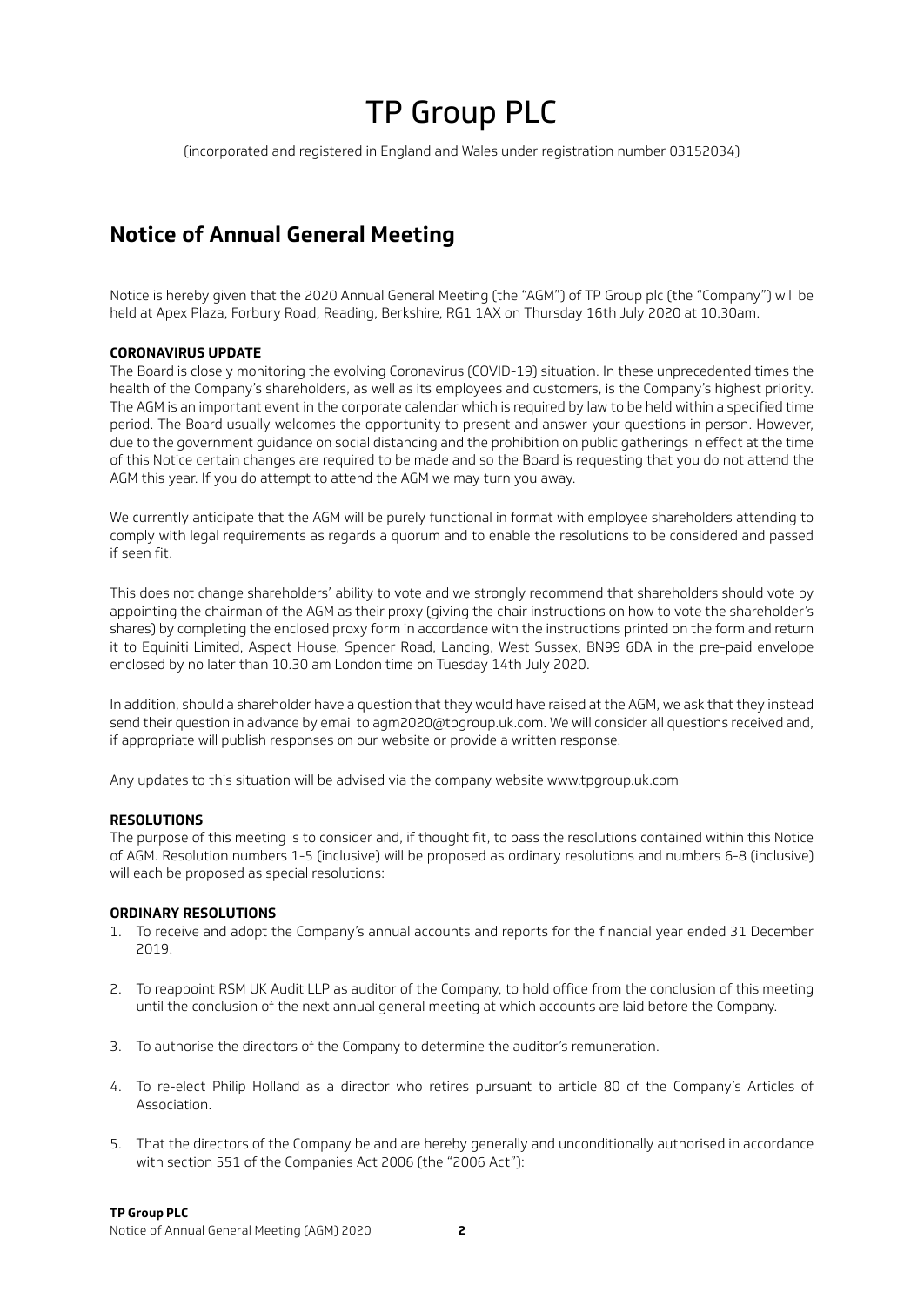# TP Group PLC

(incorporated and registered in England and Wales under registration number 03152034)

## Notice of Annual General Meeting

Notice is hereby given that the 2020 Annual General Meeting (the "AGM") of TP Group plc (the "Company") will be held at Apex Plaza, Forbury Road, Reading, Berkshire, RG1 1AX on Thursday 16th July 2020 at 10.30am.

**CORONAVIRUS UPDATE**

The Board is closely monitoring the evolving Coronavirus (COVID-19) situation. In these unprecedented times the health of the Company's shareholders, as well as its employees and customers, is the Company's highest priority. The AGM is an important event in the corporate calendar which is required by law to be held within a specified time period. The Board usually welcomes the opportunity to present and answer your questions in person. However, due to the government guidance on social distancing and the prohibition on public gatherings in effect at the time of this Notice certain changes are required to be made and so the Board is requesting that you do not attend the AGM this year. If you do attempt to attend the AGM we may turn you away.

We currently anticipate that the AGM will be purely functional in format with employee shareholders attending to comply with legal requirements as regards a quorum and to enable the resolutions to be considered and passed if seen fit.

This does not change shareholders' ability to vote and we strongly recommend that shareholders should vote by appointing the chairman of the AGM as their proxy (giving the chair instructions on how to vote the shareholder's shares) by completing the enclosed proxy form in accordance with the instructions printed on the form and return it to Equiniti Limited, Aspect House, Spencer Road, Lancing, West Sussex, BN99 6DA in the pre-paid envelope enclosed by no later than 10.30 am London time on Tuesday 14th July 2020.

In addition, should a shareholder have a question that they would have raised at the AGM, we ask that they instead send their question in advance by email to agm2020@tpgroup.uk.com. We will consider all questions received and, if appropriate will publish responses on our website or provide a written response.

Any updates to this situation will be advised via the company website www.tpgroup.uk.com

**RESOLUTIONS**

The purpose of this meeting is to consider and, if thought fit, to pass the resolutions contained within this Notice of AGM. Resolution numbers 1-5 (inclusive) will be proposed as ordinary resolutions and numbers 6-8 (inclusive) will each be proposed as special resolutions:

**ORDINARY RESOLUTIONS**

1. To receive and adopt the Company's annual accounts and reports for the financial year ended 31 December 2019.
2. To reappoint RSM UK Audit LLP as auditor of the Company, to hold office from the conclusion of this meeting until the conclusion of the next annual general meeting at which accounts are laid before the Company.
3. To authorise the directors of the Company to determine the auditor's remuneration.
4. To re-elect Philip Holland as a director who retires pursuant to article 80 of the Company's Articles of Association.
5. That the directors of the Company be and are hereby generally and unconditionally authorised in accordance with section 551 of the Companies Act 2006 (the "2006 Act"):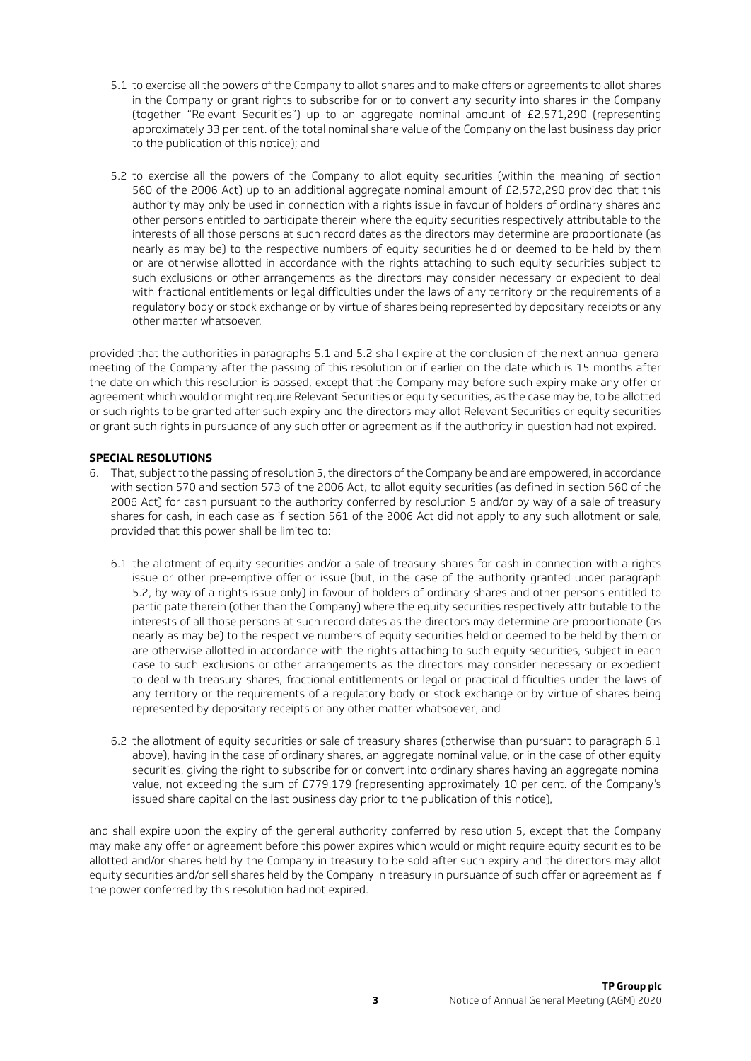5.1 to exercise all the powers of the Company to allot shares and to make offers or agreements to allot shares in the Company or grant rights to subscribe for or to convert any security into shares in the Company (together "Relevant Securities") up to an aggregate nominal amount of £2,571,290 (representing approximately 33 per cent. of the total nominal share value of the Company on the last business day prior to the publication of this notice); and

5.2 to exercise all the powers of the Company to allot equity securities (within the meaning of section 560 of the 2006 Act) up to an additional aggregate nominal amount of £2,572,290 provided that this authority may only be used in connection with a rights issue in favour of holders of ordinary shares and other persons entitled to participate therein where the equity securities respectively attributable to the interests of all those persons at such record dates as the directors may determine are proportionate (as nearly as may be) to the respective numbers of equity securities held or deemed to be held by them or are otherwise allotted in accordance with the rights attaching to such equity securities subject to such exclusions or other arrangements as the directors may consider necessary or expedient to deal with fractional entitlements or legal difficulties under the laws of any territory or the requirements of a regulatory body or stock exchange or by virtue of shares being represented by depositary receipts or any other matter whatsoever,

provided that the authorities in paragraphs 5.1 and 5.2 shall expire at the conclusion of the next annual general meeting of the Company after the passing of this resolution or if earlier on the date which is 15 months after the date on which this resolution is passed, except that the Company may before such expiry make any offer or agreement which would or might require Relevant Securities or equity securities, as the case may be, to be allotted or such rights to be granted after such expiry and the directors may allot Relevant Securities or equity securities or grant such rights in pursuance of any such offer or agreement as if the authority in question had not expired.

**SPECIAL RESOLUTIONS**

6. That, subject to the passing of resolution 5, the directors of the Company be and are empowered, in accordance with section 570 and section 573 of the 2006 Act, to allot equity securities (as defined in section 560 of the 2006 Act) for cash pursuant to the authority conferred by resolution 5 and/or by way of a sale of treasury shares for cash, in each case as if section 561 of the 2006 Act did not apply to any such allotment or sale, provided that this power shall be limited to:

   6.1 the allotment of equity securities and/or a sale of treasury shares for cash in connection with a rights issue or other pre-emptive offer or issue (but, in the case of the authority granted under paragraph 5.2, by way of a rights issue only) in favour of holders of ordinary shares and other persons entitled to participate therein (other than the Company) where the equity securities respectively attributable to the interests of all those persons at such record dates as the directors may determine are proportionate (as nearly as may be) to the respective numbers of equity securities held or deemed to be held by them or are otherwise allotted in accordance with the rights attaching to such equity securities, subject in each case to such exclusions or other arrangements as the directors may consider necessary or expedient to deal with treasury shares, fractional entitlements or legal or practical difficulties under the laws of any territory or the requirements of a regulatory body or stock exchange or by virtue of shares being represented by depositary receipts or any other matter whatsoever; and

   6.2 the allotment of equity securities or sale of treasury shares (otherwise than pursuant to paragraph 6.1 above), having in the case of ordinary shares, an aggregate nominal value, or in the case of other equity securities, giving the right to subscribe for or convert into ordinary shares having an aggregate nominal value, not exceeding the sum of £779,179 (representing approximately 10 per cent. of the Company's issued share capital on the last business day prior to the publication of this notice),

and shall expire upon the expiry of the general authority conferred by resolution 5, except that the Company may make any offer or agreement before this power expires which would or might require equity securities to be allotted and/or shares held by the Company in treasury to be sold after such expiry and the directors may allot equity securities and/or sell shares held by the Company in treasury in pursuance of such offer or agreement as if the power conferred by this resolution had not expired.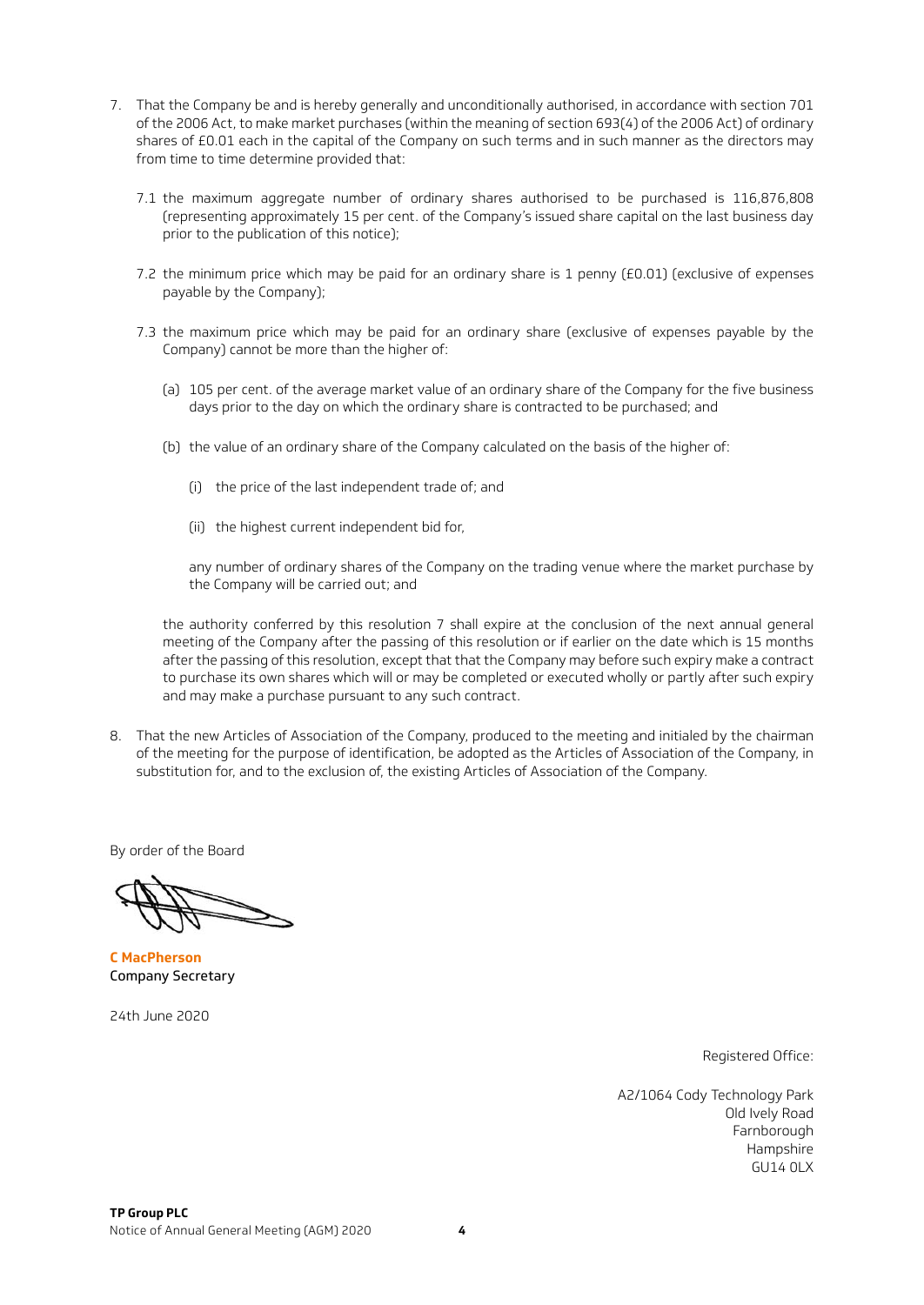7. That the Company be and is hereby generally and unconditionally authorised, in accordance with section 701 of the 2006 Act, to make market purchases (within the meaning of section 693(4) of the 2006 Act) of ordinary shares of £0.01 each in the capital of the Company on such terms and in such manner as the directors may from time to time determine provided that:

   7.1 the maximum aggregate number of ordinary shares authorised to be purchased is 116,876,808 (representing approximately 15 per cent. of the Company's issued share capital on the last business day prior to the publication of this notice);

   7.2 the minimum price which may be paid for an ordinary share is 1 penny (£0.01) (exclusive of expenses payable by the Company);

   7.3 the maximum price which may be paid for an ordinary share (exclusive of expenses payable by the Company) cannot be more than the higher of:

   (a) 105 per cent. of the average market value of an ordinary share of the Company for the five business days prior to the day on which the ordinary share is contracted to be purchased; and

   (b) the value of an ordinary share of the Company calculated on the basis of the higher of:

   (i) the price of the last independent trade of; and

   (ii) the highest current independent bid for,

   any number of ordinary shares of the Company on the trading venue where the market purchase by the Company will be carried out; and

   the authority conferred by this resolution 7 shall expire at the conclusion of the next annual general meeting of the Company after the passing of this resolution or if earlier on the date which is 15 months after the passing of this resolution, except that that the Company may before such expiry make a contract to purchase its own shares which will or may be completed or executed wholly or partly after such expiry and may make a purchase pursuant to any such contract.

8. That the new Articles of Association of the Company, produced to the meeting and initialed by the chairman of the meeting for the purpose of identification, be adopted as the Articles of Association of the Company, in substitution for, and to the exclusion of, the existing Articles of Association of the Company.

By order of the Board

**C MacPherson**
Company Secretary

24th June 2020

Registered Office:

A2/1064 Cody Technology Park
Old Ively Road
Farnborough
Hampshire
GU14 0LX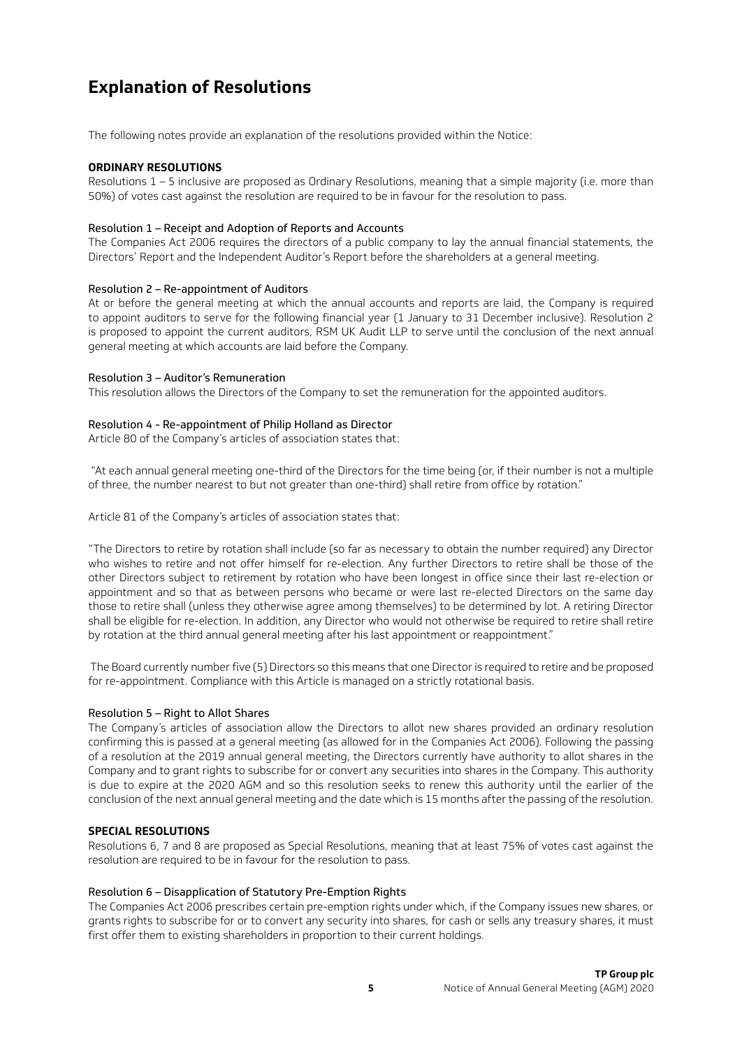# Explanation of Resolutions

The following notes provide an explanation of the resolutions provided within the Notice:

**ORDINARY RESOLUTIONS**

Resolutions 1 – 5 inclusive are proposed as Ordinary Resolutions, meaning that a simple majority (i.e. more than 50%) of votes cast against the resolution are required to be in favour for the resolution to pass.

### Resolution 1 – Receipt and Adoption of Reports and Accounts

The Companies Act 2006 requires the directors of a public company to lay the annual financial statements, the Directors' Report and the Independent Auditor's Report before the shareholders at a general meeting.

### Resolution 2 – Re-appointment of Auditors

At or before the general meeting at which the annual accounts and reports are laid, the Company is required to appoint auditors to serve for the following financial year (1 January to 31 December inclusive). Resolution 2 is proposed to appoint the current auditors, RSM UK Audit LLP to serve until the conclusion of the next annual general meeting at which accounts are laid before the Company.

### Resolution 3 – Auditor's Remuneration

This resolution allows the Directors of the Company to set the remuneration for the appointed auditors.

### Resolution 4 - Re-appointment of Philip Holland as Director

Article 80 of the Company's articles of association states that:

"At each annual general meeting one-third of the Directors for the time being (or, if their number is not a multiple of three, the number nearest to but not greater than one-third) shall retire from office by rotation."

Article 81 of the Company's articles of association states that:

"The Directors to retire by rotation shall include (so far as necessary to obtain the number required) any Director who wishes to retire and not offer himself for re-election. Any further Directors to retire shall be those of the other Directors subject to retirement by rotation who have been longest in office since their last re-election or appointment and so that as between persons who became or were last re-elected Directors on the same day those to retire shall (unless they otherwise agree among themselves) to be determined by lot. A retiring Director shall be eligible for re-election. In addition, any Director who would not otherwise be required to retire shall retire by rotation at the third annual general meeting after his last appointment or reappointment."

The Board currently number five (5) Directors so this means that one Director is required to retire and be proposed for re-appointment. Compliance with this Article is managed on a strictly rotational basis.

### Resolution 5 – Right to Allot Shares

The Company's articles of association allow the Directors to allot new shares provided an ordinary resolution confirming this is passed at a general meeting (as allowed for in the Companies Act 2006). Following the passing of a resolution at the 2019 annual general meeting, the Directors currently have authority to allot shares in the Company and to grant rights to subscribe for or convert any securities into shares in the Company. This authority is due to expire at the 2020 AGM and so this resolution seeks to renew this authority until the earlier of the conclusion of the next annual general meeting and the date which is 15 months after the passing of the resolution.

**SPECIAL RESOLUTIONS**

Resolutions 6, 7 and 8 are proposed as Special Resolutions, meaning that at least 75% of votes cast against the resolution are required to be in favour for the resolution to pass.

### Resolution 6 – Disapplication of Statutory Pre-Emption Rights

The Companies Act 2006 prescribes certain pre-emption rights under which, if the Company issues new shares, or grants rights to subscribe for or to convert any security into shares, for cash or sells any treasury shares, it must first offer them to existing shareholders in proportion to their current holdings.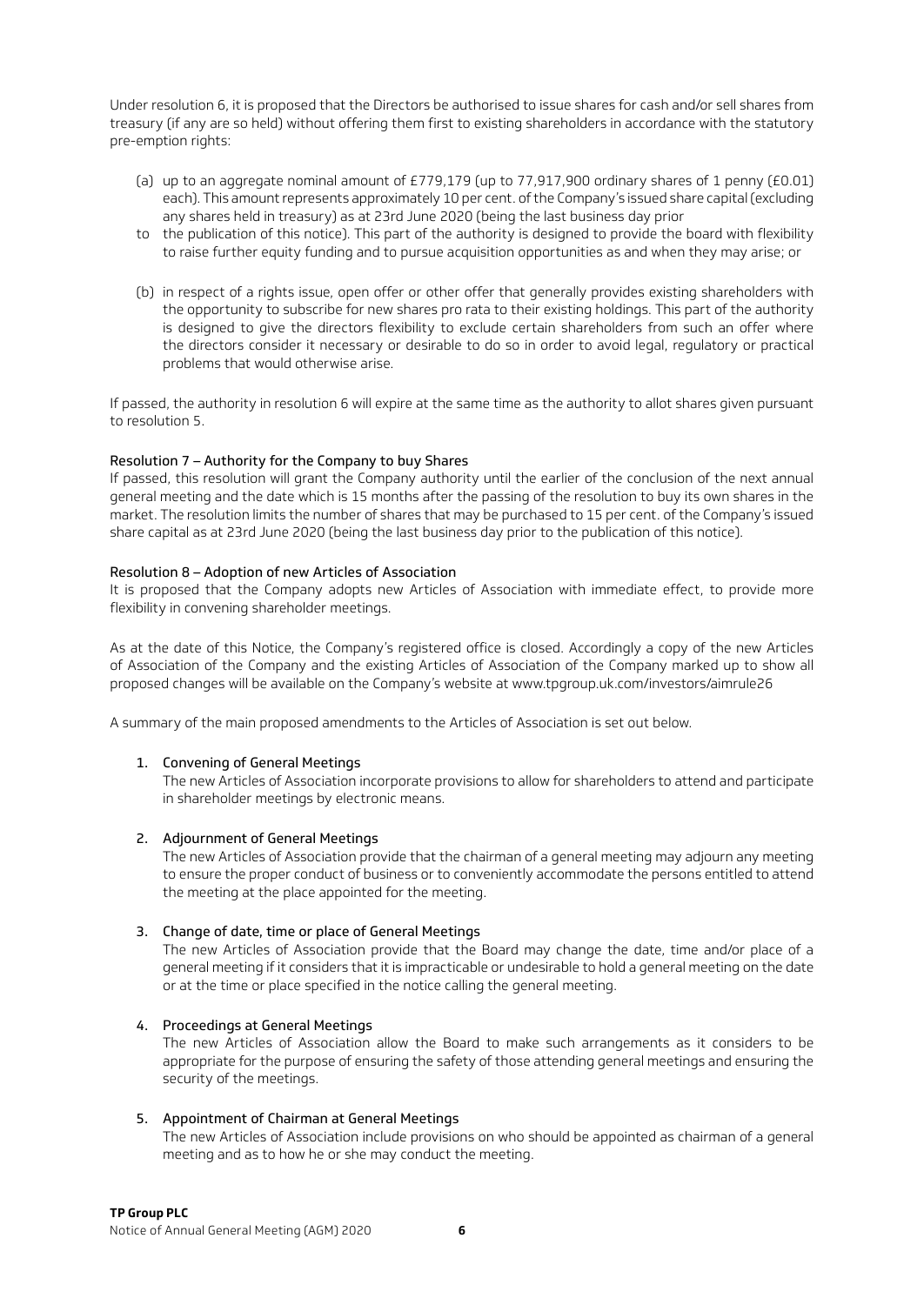Under resolution 6, it is proposed that the Directors be authorised to issue shares for cash and/or sell shares from treasury (if any are so held) without offering them first to existing shareholders in accordance with the statutory pre-emption rights:

(a) up to an aggregate nominal amount of £779,179 (up to 77,917,900 ordinary shares of 1 penny (£0.01) each). This amount represents approximately 10 per cent. of the Company's issued share capital (excluding any shares held in treasury) as at 23rd June 2020 (being the last business day prior to the publication of this notice). This part of the authority is designed to provide the board with flexibility to raise further equity funding and to pursue acquisition opportunities as and when they may arise; or

(b) in respect of a rights issue, open offer or other offer that generally provides existing shareholders with the opportunity to subscribe for new shares pro rata to their existing holdings. This part of the authority is designed to give the directors flexibility to exclude certain shareholders from such an offer where the directors consider it necessary or desirable to do so in order to avoid legal, regulatory or practical problems that would otherwise arise.

If passed, the authority in resolution 6 will expire at the same time as the authority to allot shares given pursuant to resolution 5.

**Resolution 7 – Authority for the Company to buy Shares**

If passed, this resolution will grant the Company authority until the earlier of the conclusion of the next annual general meeting and the date which is 15 months after the passing of the resolution to buy its own shares in the market. The resolution limits the number of shares that may be purchased to 15 per cent. of the Company's issued share capital as at 23rd June 2020 (being the last business day prior to the publication of this notice).

**Resolution 8 – Adoption of new Articles of Association**

It is proposed that the Company adopts new Articles of Association with immediate effect, to provide more flexibility in convening shareholder meetings.

As at the date of this Notice, the Company's registered office is closed. Accordingly a copy of the new Articles of Association of the Company and the existing Articles of Association of the Company marked up to show all proposed changes will be available on the Company's website at www.tpgroup.uk.com/investors/aimrule26

A summary of the main proposed amendments to the Articles of Association is set out below.

1. **Convening of General Meetings**
   The new Articles of Association incorporate provisions to allow for shareholders to attend and participate in shareholder meetings by electronic means.

2. **Adjournment of General Meetings**
   The new Articles of Association provide that the chairman of a general meeting may adjourn any meeting to ensure the proper conduct of business or to conveniently accommodate the persons entitled to attend the meeting at the place appointed for the meeting.

3. **Change of date, time or place of General Meetings**
   The new Articles of Association provide that the Board may change the date, time and/or place of a general meeting if it considers that it is impracticable or undesirable to hold a general meeting on the date or at the time or place specified in the notice calling the general meeting.

4. **Proceedings at General Meetings**
   The new Articles of Association allow the Board to make such arrangements as it considers to be appropriate for the purpose of ensuring the safety of those attending general meetings and ensuring the security of the meetings.

5. **Appointment of Chairman at General Meetings**
   The new Articles of Association include provisions on who should be appointed as chairman of a general meeting and as to how he or she may conduct the meeting.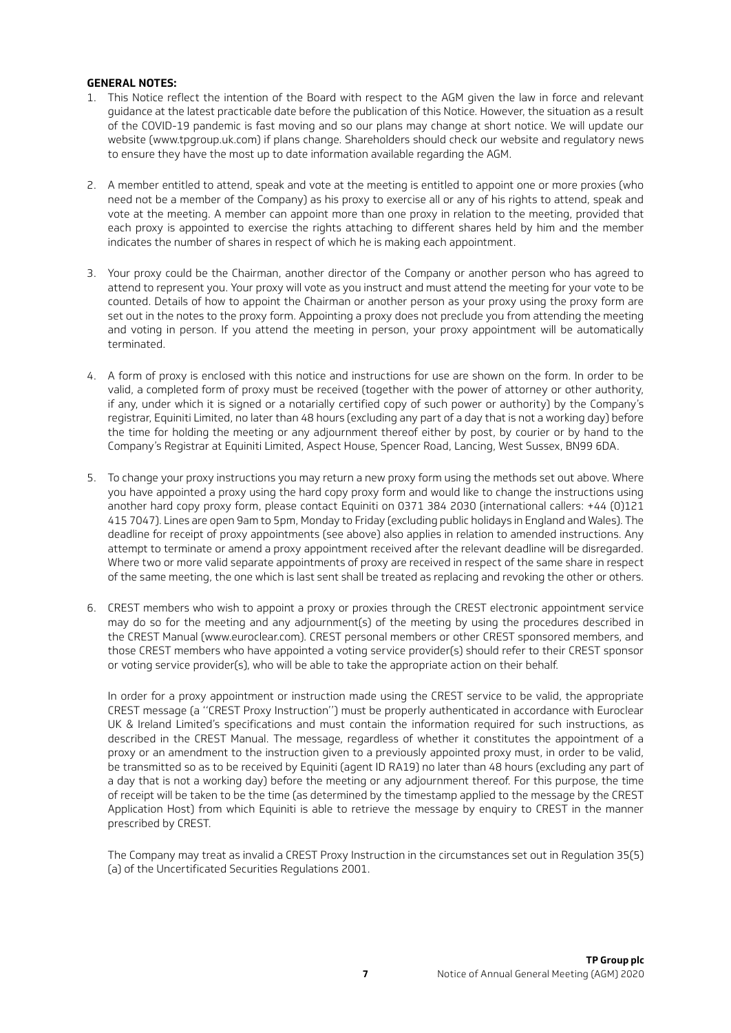**GENERAL NOTES:**

1. This Notice reflect the intention of the Board with respect to the AGM given the law in force and relevant guidance at the latest practicable date before the publication of this Notice. However, the situation as a result of the COVID-19 pandemic is fast moving and so our plans may change at short notice. We will update our website (www.tpgroup.uk.com) if plans change. Shareholders should check our website and regulatory news to ensure they have the most up to date information available regarding the AGM.

2. A member entitled to attend, speak and vote at the meeting is entitled to appoint one or more proxies (who need not be a member of the Company) as his proxy to exercise all or any of his rights to attend, speak and vote at the meeting. A member can appoint more than one proxy in relation to the meeting, provided that each proxy is appointed to exercise the rights attaching to different shares held by him and the member indicates the number of shares in respect of which he is making each appointment.

3. Your proxy could be the Chairman, another director of the Company or another person who has agreed to attend to represent you. Your proxy will vote as you instruct and must attend the meeting for your vote to be counted. Details of how to appoint the Chairman or another person as your proxy using the proxy form are set out in the notes to the proxy form. Appointing a proxy does not preclude you from attending the meeting and voting in person. If you attend the meeting in person, your proxy appointment will be automatically terminated.

4. A form of proxy is enclosed with this notice and instructions for use are shown on the form. In order to be valid, a completed form of proxy must be received (together with the power of attorney or other authority, if any, under which it is signed or a notarially certified copy of such power or authority) by the Company's registrar, Equiniti Limited, no later than 48 hours (excluding any part of a day that is not a working day) before the time for holding the meeting or any adjournment thereof either by post, by courier or by hand to the Company's Registrar at Equiniti Limited, Aspect House, Spencer Road, Lancing, West Sussex, BN99 6DA.

5. To change your proxy instructions you may return a new proxy form using the methods set out above. Where you have appointed a proxy using the hard copy proxy form and would like to change the instructions using another hard copy proxy form, please contact Equiniti on 0371 384 2030 (international callers: +44 (0)121 415 7047). Lines are open 9am to 5pm, Monday to Friday (excluding public holidays in England and Wales). The deadline for receipt of proxy appointments (see above) also applies in relation to amended instructions. Any attempt to terminate or amend a proxy appointment received after the relevant deadline will be disregarded. Where two or more valid separate appointments of proxy are received in respect of the same share in respect of the same meeting, the one which is last sent shall be treated as replacing and revoking the other or others.

6. CREST members who wish to appoint a proxy or proxies through the CREST electronic appointment service may do so for the meeting and any adjournment(s) of the meeting by using the procedures described in the CREST Manual (www.euroclear.com). CREST personal members or other CREST sponsored members, and those CREST members who have appointed a voting service provider(s) should refer to their CREST sponsor or voting service provider(s), who will be able to take the appropriate action on their behalf.

   In order for a proxy appointment or instruction made using the CREST service to be valid, the appropriate CREST message (a ''CREST Proxy Instruction'') must be properly authenticated in accordance with Euroclear UK & Ireland Limited's specifications and must contain the information required for such instructions, as described in the CREST Manual. The message, regardless of whether it constitutes the appointment of a proxy or an amendment to the instruction given to a previously appointed proxy must, in order to be valid, be transmitted so as to be received by Equiniti (agent ID RA19) no later than 48 hours (excluding any part of a day that is not a working day) before the meeting or any adjournment thereof. For this purpose, the time of receipt will be taken to be the time (as determined by the timestamp applied to the message by the CREST Application Host) from which Equiniti is able to retrieve the message by enquiry to CREST in the manner prescribed by CREST.

   The Company may treat as invalid a CREST Proxy Instruction in the circumstances set out in Regulation 35(5)(a) of the Uncertificated Securities Regulations 2001.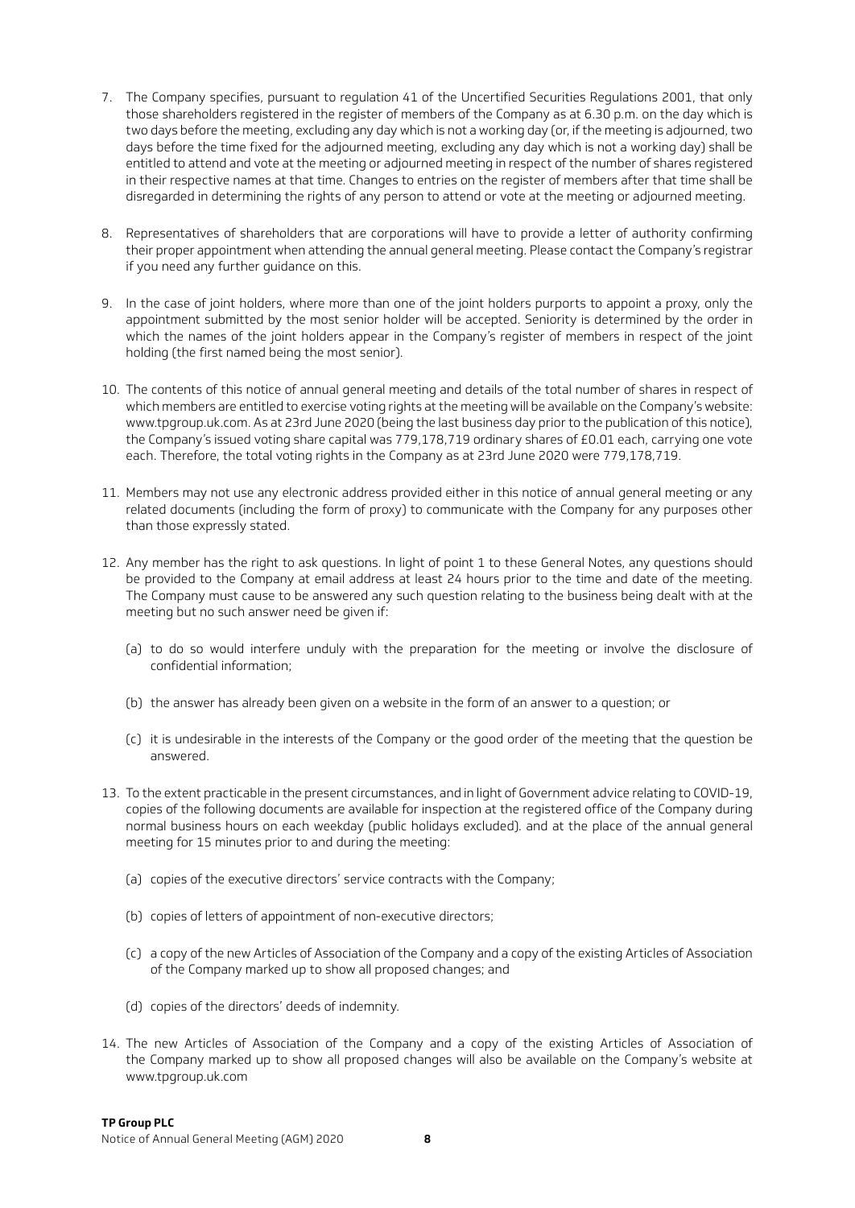7. The Company specifies, pursuant to regulation 41 of the Uncertified Securities Regulations 2001, that only those shareholders registered in the register of members of the Company as at 6.30 p.m. on the day which is two days before the meeting, excluding any day which is not a working day (or, if the meeting is adjourned, two days before the time fixed for the adjourned meeting, excluding any day which is not a working day) shall be entitled to attend and vote at the meeting or adjourned meeting in respect of the number of shares registered in their respective names at that time. Changes to entries on the register of members after that time shall be disregarded in determining the rights of any person to attend or vote at the meeting or adjourned meeting.

8. Representatives of shareholders that are corporations will have to provide a letter of authority confirming their proper appointment when attending the annual general meeting. Please contact the Company's registrar if you need any further guidance on this.

9. In the case of joint holders, where more than one of the joint holders purports to appoint a proxy, only the appointment submitted by the most senior holder will be accepted. Seniority is determined by the order in which the names of the joint holders appear in the Company's register of members in respect of the joint holding (the first named being the most senior).

10. The contents of this notice of annual general meeting and details of the total number of shares in respect of which members are entitled to exercise voting rights at the meeting will be available on the Company's website: www.tpgroup.uk.com. As at 23rd June 2020 (being the last business day prior to the publication of this notice), the Company's issued voting share capital was 779,178,719 ordinary shares of £0.01 each, carrying one vote each. Therefore, the total voting rights in the Company as at 23rd June 2020 were 779,178,719.

11. Members may not use any electronic address provided either in this notice of annual general meeting or any related documents (including the form of proxy) to communicate with the Company for any purposes other than those expressly stated.

12. Any member has the right to ask questions. In light of point 1 to these General Notes, any questions should be provided to the Company at email address at least 24 hours prior to the time and date of the meeting. The Company must cause to be answered any such question relating to the business being dealt with at the meeting but no such answer need be given if:

    (a) to do so would interfere unduly with the preparation for the meeting or involve the disclosure of confidential information;

    (b) the answer has already been given on a website in the form of an answer to a question; or

    (c) it is undesirable in the interests of the Company or the good order of the meeting that the question be answered.

13. To the extent practicable in the present circumstances, and in light of Government advice relating to COVID-19, copies of the following documents are available for inspection at the registered office of the Company during normal business hours on each weekday (public holidays excluded). and at the place of the annual general meeting for 15 minutes prior to and during the meeting:

    (a) copies of the executive directors' service contracts with the Company;

    (b) copies of letters of appointment of non-executive directors;

    (c) a copy of the new Articles of Association of the Company and a copy of the existing Articles of Association of the Company marked up to show all proposed changes; and

    (d) copies of the directors' deeds of indemnity.

14. The new Articles of Association of the Company and a copy of the existing Articles of Association of the Company marked up to show all proposed changes will also be available on the Company's website at www.tpgroup.uk.com